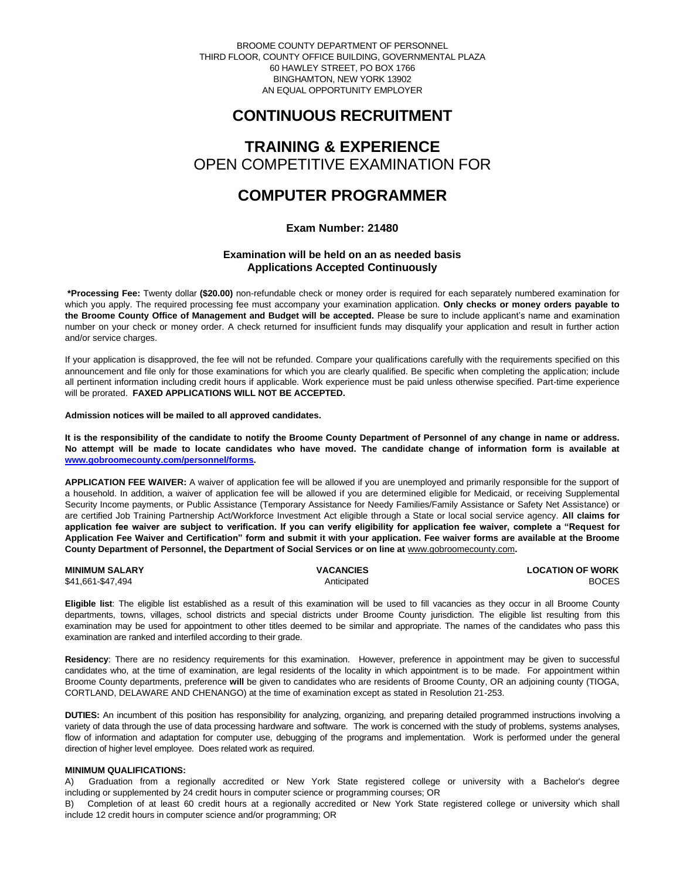BROOME COUNTY DEPARTMENT OF PERSONNEL
THIRD FLOOR, COUNTY OFFICE BUILDING, GOVERNMENTAL PLAZA
60 HAWLEY STREET, PO BOX 1766
BINGHAMTON, NEW YORK 13902
AN EQUAL OPPORTUNITY EMPLOYER

# CONTINUOUS RECRUITMENT

# TRAINING & EXPERIENCE
## OPEN COMPETITIVE EXAMINATION FOR

# COMPUTER PROGRAMMER

### Exam Number: 21480

**Examination will be held on an as needed basis**
**Applications Accepted Continuously**

**\*Processing Fee:** Twenty dollar **($20.00)** non-refundable check or money order is required for each separately numbered examination for which you apply. The required processing fee must accompany your examination application. **Only checks or money orders payable to the Broome County Office of Management and Budget will be accepted.** Please be sure to include applicant's name and examination number on your check or money order. A check returned for insufficient funds may disqualify your application and result in further action and/or service charges.

If your application is disapproved, the fee will not be refunded. Compare your qualifications carefully with the requirements specified on this announcement and file only for those examinations for which you are clearly qualified. Be specific when completing the application; include all pertinent information including credit hours if applicable. Work experience must be paid unless otherwise specified. Part-time experience will be prorated. **FAXED APPLICATIONS WILL NOT BE ACCEPTED.**

**Admission notices will be mailed to all approved candidates.**

**It is the responsibility of the candidate to notify the Broome County Department of Personnel of any change in name or address. No attempt will be made to locate candidates who have moved. The candidate change of information form is available at [www.gobroomecounty.com/personnel/forms](www.gobroomecounty.com/personnel/forms).**

**APPLICATION FEE WAIVER:** A waiver of application fee will be allowed if you are unemployed and primarily responsible for the support of a household. In addition, a waiver of application fee will be allowed if you are determined eligible for Medicaid, or receiving Supplemental Security Income payments, or Public Assistance (Temporary Assistance for Needy Families/Family Assistance or Safety Net Assistance) or are certified Job Training Partnership Act/Workforce Investment Act eligible through a State or local social service agency. **All claims for application fee waiver are subject to verification. If you can verify eligibility for application fee waiver, complete a "Request for Application Fee Waiver and Certification" form and submit it with your application. Fee waiver forms are available at the Broome County Department of Personnel, the Department of Social Services or on line at** www.gobroomecounty.com**.**

| MINIMUM SALARY | VACANCIES | LOCATION OF WORK |
|---|---|---|
| $41,661-$47,494 | Anticipated | BOCES |

**Eligible list**: The eligible list established as a result of this examination will be used to fill vacancies as they occur in all Broome County departments, towns, villages, school districts and special districts under Broome County jurisdiction. The eligible list resulting from this examination may be used for appointment to other titles deemed to be similar and appropriate. The names of the candidates who pass this examination are ranked and interfiled according to their grade.

**Residency**: There are no residency requirements for this examination. However, preference in appointment may be given to successful candidates who, at the time of examination, are legal residents of the locality in which appointment is to be made. For appointment within Broome County departments, preference **will** be given to candidates who are residents of Broome County, OR an adjoining county (TIOGA, CORTLAND, DELAWARE AND CHENANGO) at the time of examination except as stated in Resolution 21-253.

**DUTIES:** An incumbent of this position has responsibility for analyzing, organizing, and preparing detailed programmed instructions involving a variety of data through the use of data processing hardware and software. The work is concerned with the study of problems, systems analyses, flow of information and adaptation for computer use, debugging of the programs and implementation. Work is performed under the general direction of higher level employee. Does related work as required.

**MINIMUM QUALIFICATIONS:**

A) Graduation from a regionally accredited or New York State registered college or university with a Bachelor's degree including or supplemented by 24 credit hours in computer science or programming courses; OR

B) Completion of at least 60 credit hours at a regionally accredited or New York State registered college or university which shall include 12 credit hours in computer science and/or programming; OR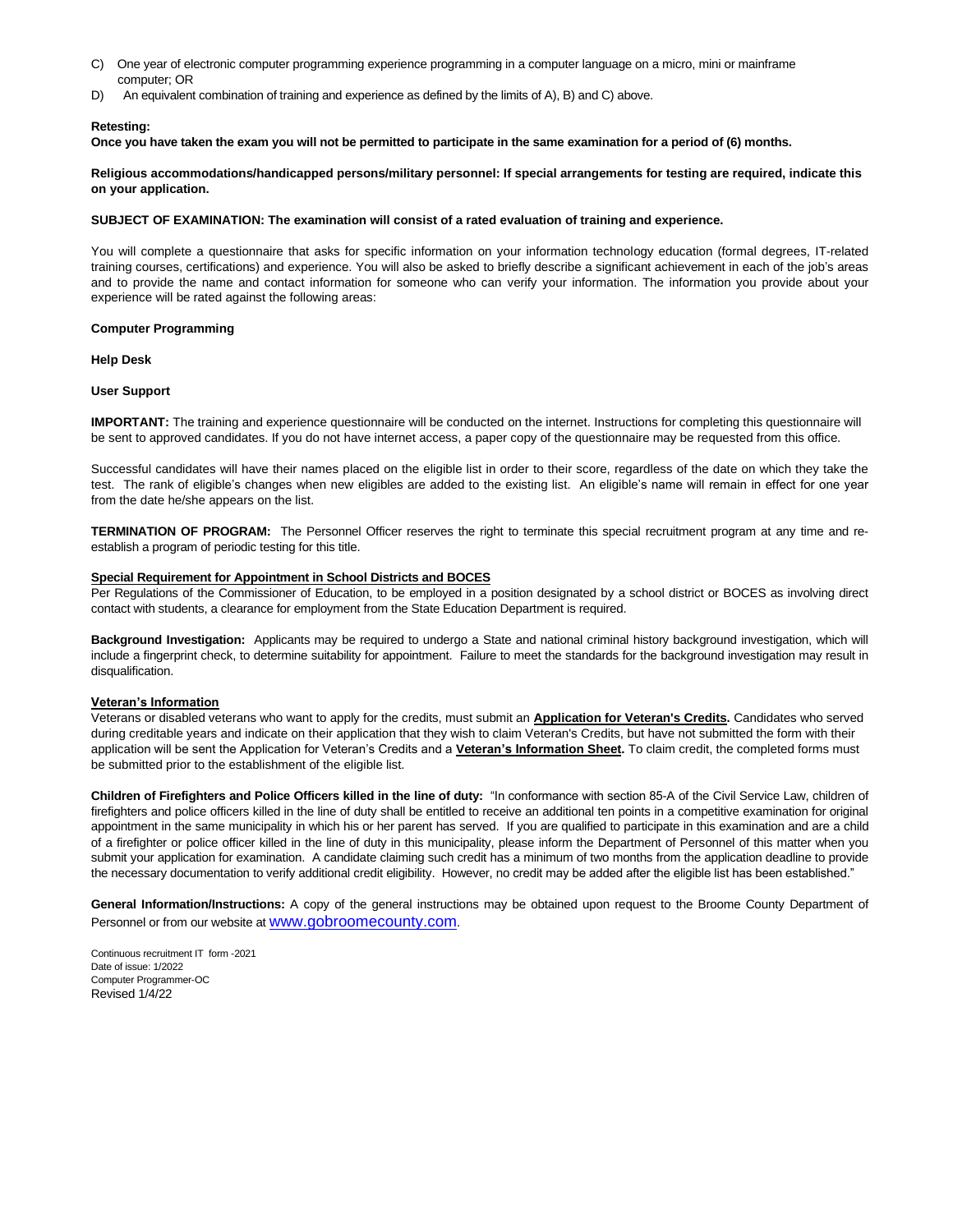C) One year of electronic computer programming experience programming in a computer language on a micro, mini or mainframe computer; OR

D) An equivalent combination of training and experience as defined by the limits of A), B) and C) above.

**Retesting:**
**Once you have taken the exam you will not be permitted to participate in the same examination for a period of (6) months.**

**Religious accommodations/handicapped persons/military personnel: If special arrangements for testing are required, indicate this on your application.**

**SUBJECT OF EXAMINATION: The examination will consist of a rated evaluation of training and experience.**

You will complete a questionnaire that asks for specific information on your information technology education (formal degrees, IT-related training courses, certifications) and experience. You will also be asked to briefly describe a significant achievement in each of the job's areas and to provide the name and contact information for someone who can verify your information. The information you provide about your experience will be rated against the following areas:

**Computer Programming**

**Help Desk**

**User Support**

**IMPORTANT:** The training and experience questionnaire will be conducted on the internet. Instructions for completing this questionnaire will be sent to approved candidates. If you do not have internet access, a paper copy of the questionnaire may be requested from this office.

Successful candidates will have their names placed on the eligible list in order to their score, regardless of the date on which they take the test. The rank of eligible's changes when new eligibles are added to the existing list. An eligible's name will remain in effect for one year from the date he/she appears on the list.

**TERMINATION OF PROGRAM:** The Personnel Officer reserves the right to terminate this special recruitment program at any time and re-establish a program of periodic testing for this title.

**Special Requirement for Appointment in School Districts and BOCES**
Per Regulations of the Commissioner of Education, to be employed in a position designated by a school district or BOCES as involving direct contact with students, a clearance for employment from the State Education Department is required.

**Background Investigation:** Applicants may be required to undergo a State and national criminal history background investigation, which will include a fingerprint check, to determine suitability for appointment. Failure to meet the standards for the background investigation may result in disqualification.

**Veteran's Information**
Veterans or disabled veterans who want to apply for the credits, must submit an **Application for Veteran's Credits.** Candidates who served during creditable years and indicate on their application that they wish to claim Veteran's Credits, but have not submitted the form with their application will be sent the Application for Veteran's Credits and a **Veteran's Information Sheet.** To claim credit, the completed forms must be submitted prior to the establishment of the eligible list.

**Children of Firefighters and Police Officers killed in the line of duty:** "In conformance with section 85-A of the Civil Service Law, children of firefighters and police officers killed in the line of duty shall be entitled to receive an additional ten points in a competitive examination for original appointment in the same municipality in which his or her parent has served. If you are qualified to participate in this examination and are a child of a firefighter or police officer killed in the line of duty in this municipality, please inform the Department of Personnel of this matter when you submit your application for examination. A candidate claiming such credit has a minimum of two months from the application deadline to provide the necessary documentation to verify additional credit eligibility. However, no credit may be added after the eligible list has been established."

**General Information/Instructions:** A copy of the general instructions may be obtained upon request to the Broome County Department of Personnel or from our website at www.gobroomecounty.com.

Continuous recruitment IT form -2021
Date of issue: 1/2022
Computer Programmer-OC
Revised 1/4/22